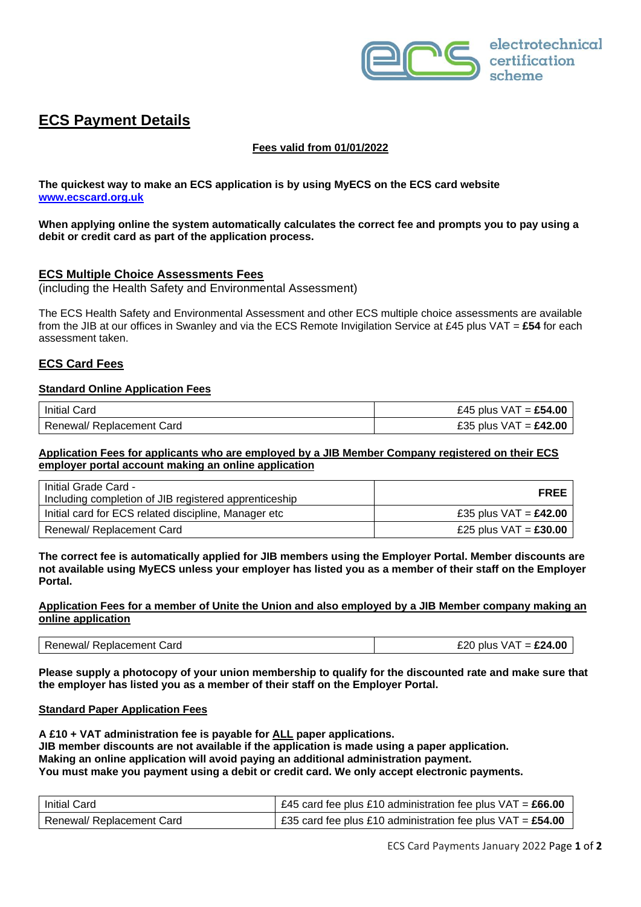# ECS Payment Details

**Fees valid from 01/01/2022**

**The quickest way to make an ECS application is by using MyECS on the ECS card website [www.ecscard.org.uk](http://www.ecscard.org.uk)**

**When applying online the system automatically calculates the correct fee and prompts you to pay using a debit or credit card as part of the application process.**

## ECS Multiple Choice Assessments Fees

(including the Health Safety and Environmental Assessment)

The ECS Health Safety and Environmental Assessment and other ECS multiple choice assessments are available from the JIB at our offices in Swanley and via the ECS Remote Invigilation Service at £45 plus VAT = **£54** for each assessment taken.

## ECS Card Fees

### Standard Online Application Fees

| | |
|---|---|
| Initial Card | £45 plus VAT = **£54.00** |
| Renewal/ Replacement Card | £35 plus VAT = **£42.00** |

### Application Fees for applicants who are employed by a JIB Member Company registered on their ECS employer portal account making an online application

| | |
|---|---|
| Initial Grade Card - Including completion of JIB registered apprenticeship | **FREE** |
| Initial card for ECS related discipline, Manager etc | £35 plus VAT = **£42.00** |
| Renewal/ Replacement Card | £25 plus VAT = **£30.00** |

**The correct fee is automatically applied for JIB members using the Employer Portal. Member discounts are not available using MyECS unless your employer has listed you as a member of their staff on the Employer Portal.**

### Application Fees for a member of Unite the Union and also employed by a JIB Member company making an online application

| | |
|---|---|
| Renewal/ Replacement Card | £20 plus VAT = **£24.00** |

**Please supply a photocopy of your union membership to qualify for the discounted rate and make sure that the employer has listed you as a member of their staff on the Employer Portal.**

### Standard Paper Application Fees

**A £10 + VAT administration fee is payable for ALL paper applications.**
**JIB member discounts are not available if the application is made using a paper application.**
**Making an online application will avoid paying an additional administration payment.**
**You must make you payment using a debit or credit card. We only accept electronic payments.**

| | |
|---|---|
| Initial Card | £45 card fee plus £10 administration fee plus VAT = **£66.00** |
| Renewal/ Replacement Card | £35 card fee plus £10 administration fee plus VAT = **£54.00** |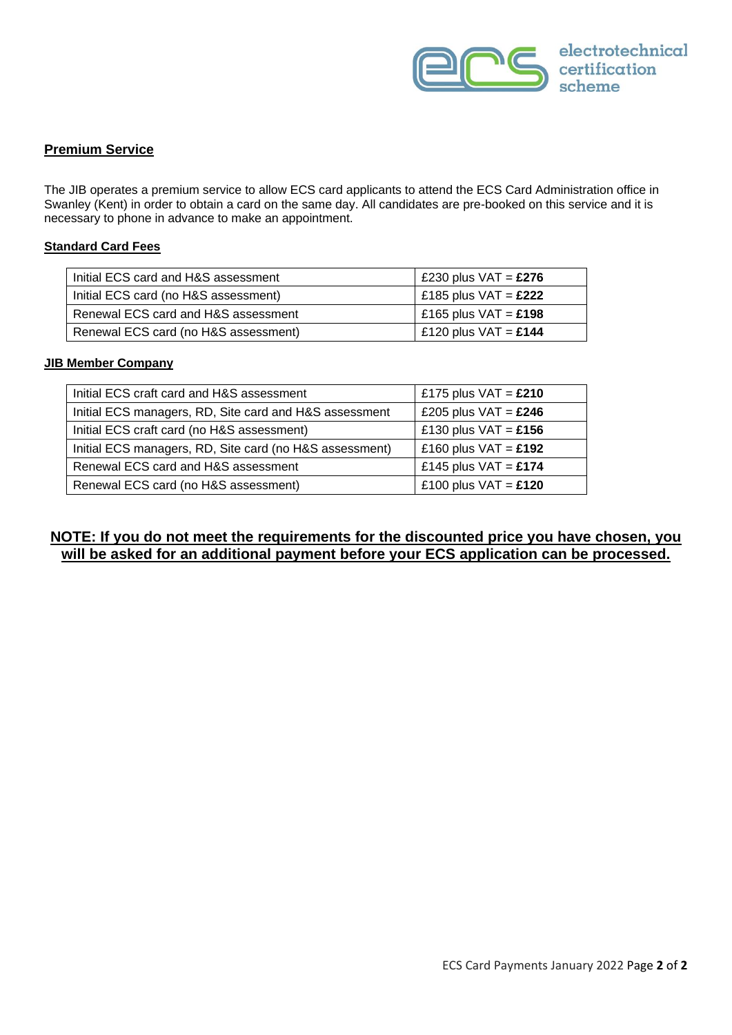electrotechnical certification scheme

## Premium Service

The JIB operates a premium service to allow ECS card applicants to attend the ECS Card Administration office in Swanley (Kent) in order to obtain a card on the same day. All candidates are pre-booked on this service and it is necessary to phone in advance to make an appointment.

### Standard Card Fees

| | |
|---|---|
| Initial ECS card and H&S assessment | £230 plus VAT = **£276** |
| Initial ECS card (no H&S assessment) | £185 plus VAT = **£222** |
| Renewal ECS card and H&S assessment | £165 plus VAT = **£198** |
| Renewal ECS card (no H&S assessment) | £120 plus VAT = **£144** |

### JIB Member Company

| | |
|---|---|
| Initial ECS craft card and H&S assessment | £175 plus VAT = **£210** |
| Initial ECS managers, RD, Site card and H&S assessment | £205 plus VAT = **£246** |
| Initial ECS craft card (no H&S assessment) | £130 plus VAT = **£156** |
| Initial ECS managers, RD, Site card (no H&S assessment) | £160 plus VAT = **£192** |
| Renewal ECS card and H&S assessment | £145 plus VAT = **£174** |
| Renewal ECS card (no H&S assessment) | £100 plus VAT = **£120** |

**NOTE: If you do not meet the requirements for the discounted price you have chosen, you will be asked for an additional payment before your ECS application can be processed.**